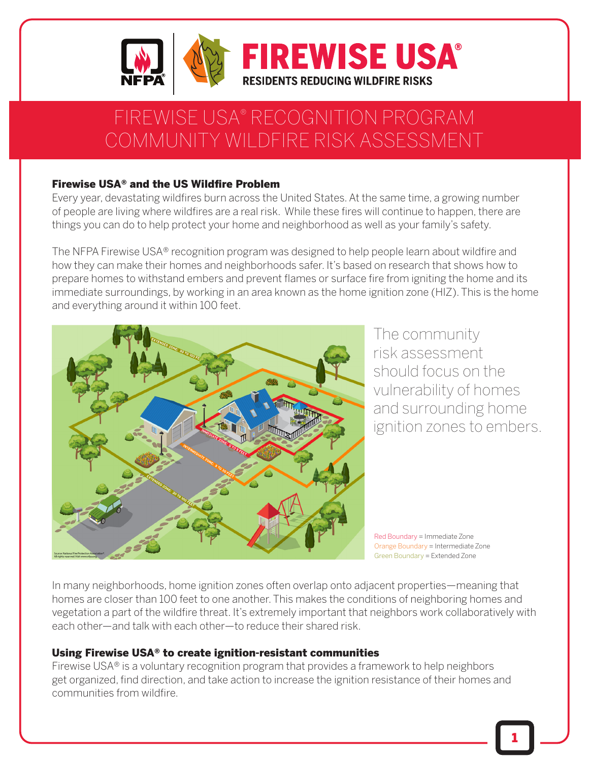# FIREWISE USA® RESIDENTS REDUCING WILDFIRE RISKS

# FIREWISE USA® RECOGNITION PROGRAM COMMUNITY WILDFIRE RISK ASSESSMENT

### Firewise USA® and the US Wildfire Problem

Every year, devastating wildfires burn across the United States. At the same time, a growing number of people are living where wildfires are a real risk. While these fires will continue to happen, there are things you can do to help protect your home and neighborhood as well as your family's safety.

The NFPA Firewise USA® recognition program was designed to help people learn about wildfire and how they can make their homes and neighborhoods safer. It's based on research that shows how to prepare homes to withstand embers and prevent flames or surface fire from igniting the home and its immediate surroundings, by working in an area known as the home ignition zone (HIZ). This is the home and everything around it within 100 feet.

The community risk assessment should focus on the vulnerability of homes and surrounding home ignition zones to embers.

Red Boundary = Immediate Zone
Orange Boundary = Intermediate Zone
Green Boundary = Extended Zone

In many neighborhoods, home ignition zones often overlap onto adjacent properties—meaning that homes are closer than 100 feet to one another. This makes the conditions of neighboring homes and vegetation a part of the wildfire threat. It's extremely important that neighbors work collaboratively with each other—and talk with each other—to reduce their shared risk.

### Using Firewise USA® to create ignition-resistant communities

Firewise USA® is a voluntary recognition program that provides a framework to help neighbors get organized, find direction, and take action to increase the ignition resistance of their homes and communities from wildfire.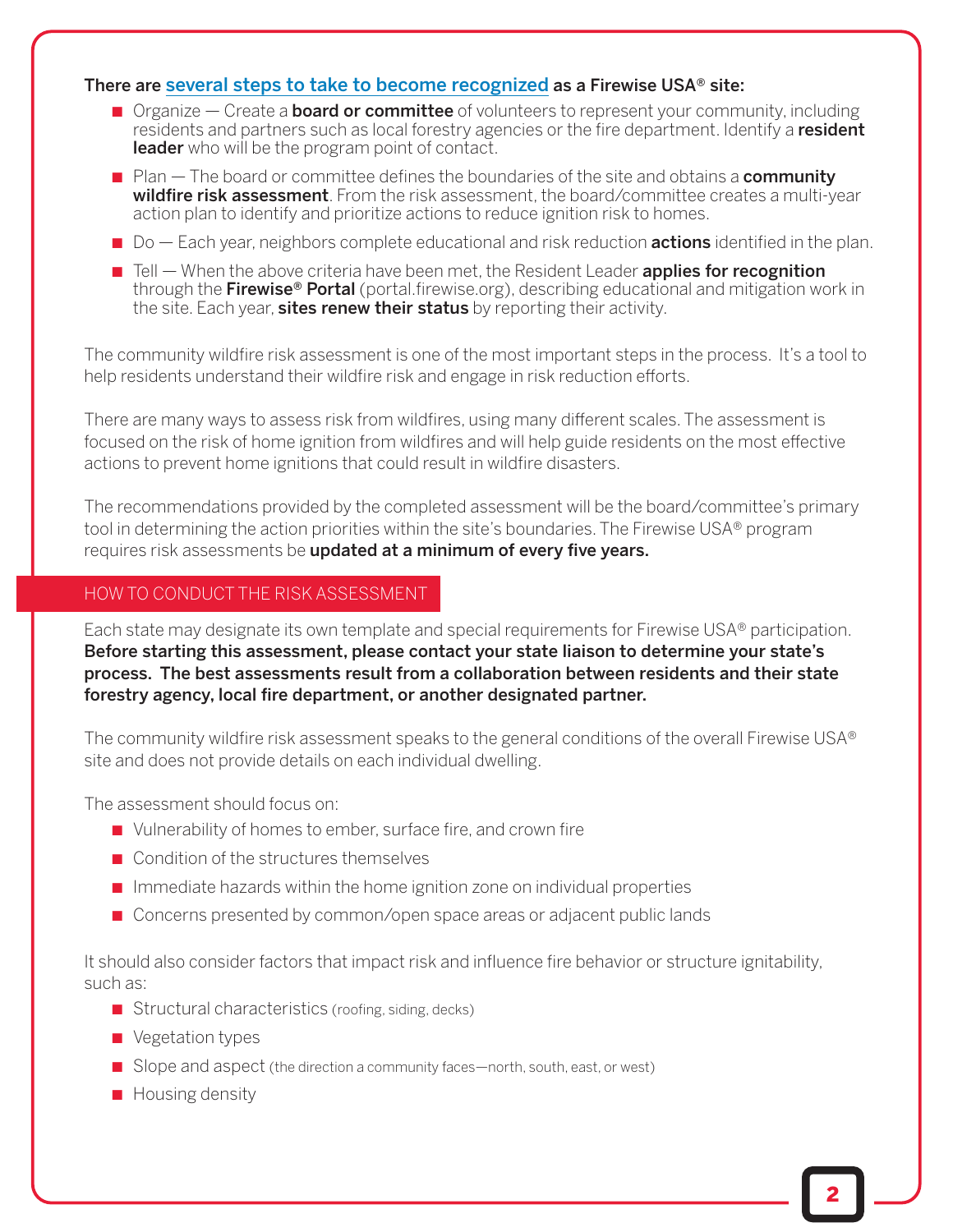**There are several steps to take to become recognized as a Firewise USA® site:**

- Organize — Create a **board or committee** of volunteers to represent your community, including residents and partners such as local forestry agencies or the fire department. Identify a **resident leader** who will be the program point of contact.
- Plan — The board or committee defines the boundaries of the site and obtains a **community wildfire risk assessment**. From the risk assessment, the board/committee creates a multi-year action plan to identify and prioritize actions to reduce ignition risk to homes.
- Do — Each year, neighbors complete educational and risk reduction **actions** identified in the plan.
- Tell — When the above criteria have been met, the Resident Leader **applies for recognition** through the **Firewise® Portal** (portal.firewise.org), describing educational and mitigation work in the site. Each year, **sites renew their status** by reporting their activity.

The community wildfire risk assessment is one of the most important steps in the process. It's a tool to help residents understand their wildfire risk and engage in risk reduction efforts.

There are many ways to assess risk from wildfires, using many different scales. The assessment is focused on the risk of home ignition from wildfires and will help guide residents on the most effective actions to prevent home ignitions that could result in wildfire disasters.

The recommendations provided by the completed assessment will be the board/committee's primary tool in determining the action priorities within the site's boundaries. The Firewise USA® program requires risk assessments be **updated at a minimum of every five years.**

## HOW TO CONDUCT THE RISK ASSESSMENT

Each state may designate its own template and special requirements for Firewise USA® participation. **Before starting this assessment, please contact your state liaison to determine your state's process. The best assessments result from a collaboration between residents and their state forestry agency, local fire department, or another designated partner.**

The community wildfire risk assessment speaks to the general conditions of the overall Firewise USA® site and does not provide details on each individual dwelling.

The assessment should focus on:

- Vulnerability of homes to ember, surface fire, and crown fire
- Condition of the structures themselves
- Immediate hazards within the home ignition zone on individual properties
- Concerns presented by common/open space areas or adjacent public lands

It should also consider factors that impact risk and influence fire behavior or structure ignitability, such as:

- Structural characteristics (roofing, siding, decks)
- Vegetation types
- Slope and aspect (the direction a community faces—north, south, east, or west)
- Housing density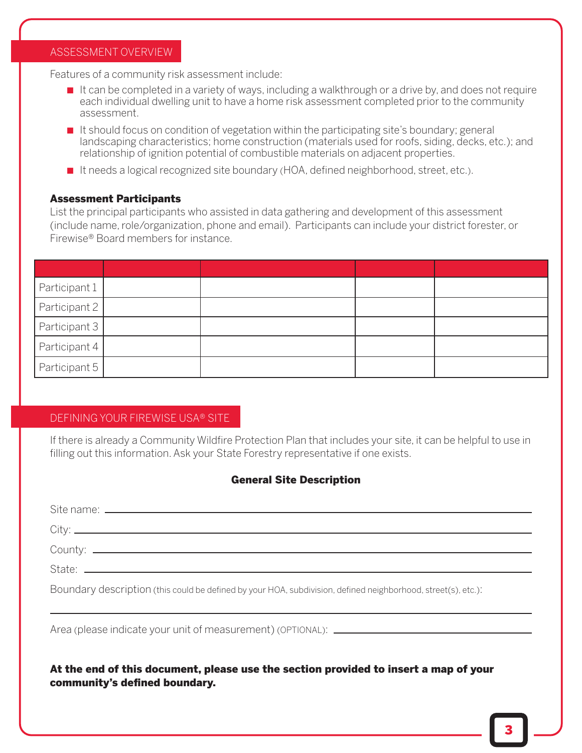## ASSESSMENT OVERVIEW

Features of a community risk assessment include:

- It can be completed in a variety of ways, including a walkthrough or a drive by, and does not require each individual dwelling unit to have a home risk assessment completed prior to the community assessment.
- It should focus on condition of vegetation within the participating site's boundary; general landscaping characteristics; home construction (materials used for roofs, siding, decks, etc.); and relationship of ignition potential of combustible materials on adjacent properties.
- It needs a logical recognized site boundary (HOA, defined neighborhood, street, etc.).

**Assessment Participants**

List the principal participants who assisted in data gathering and development of this assessment (include name, role/organization, phone and email). Participants can include your district forester, or Firewise® Board members for instance.

| | | | | |
|---|---|---|---|---|
| Participant 1 | | | | |
| Participant 2 | | | | |
| Participant 3 | | | | |
| Participant 4 | | | | |
| Participant 5 | | | | |

## DEFINING YOUR FIREWISE USA® SITE

If there is already a Community Wildfire Protection Plan that includes your site, it can be helpful to use in filling out this information. Ask your State Forestry representative if one exists.

**General Site Description**

Site name: \_\_\_\_\_\_\_\_\_\_\_\_\_\_\_\_\_\_\_\_\_\_\_\_\_\_\_\_\_\_

City: \_\_\_\_\_\_\_\_\_\_\_\_\_\_\_\_\_\_\_\_\_\_\_\_\_\_\_\_\_\_

County: \_\_\_\_\_\_\_\_\_\_\_\_\_\_\_\_\_\_\_\_\_\_\_\_\_\_\_\_\_\_

State: \_\_\_\_\_\_\_\_\_\_\_\_\_\_\_\_\_\_\_\_\_\_\_\_\_\_\_\_\_\_

Boundary description (this could be defined by your HOA, subdivision, defined neighborhood, street(s), etc.):

\_\_\_\_\_\_\_\_\_\_\_\_\_\_\_\_\_\_\_\_\_\_\_\_\_\_\_\_\_\_

Area (please indicate your unit of measurement) (OPTIONAL): \_\_\_\_\_\_\_\_\_\_\_\_\_\_\_\_\_\_\_\_\_\_\_\_\_\_\_\_\_\_

**At the end of this document, please use the section provided to insert a map of your community's defined boundary.**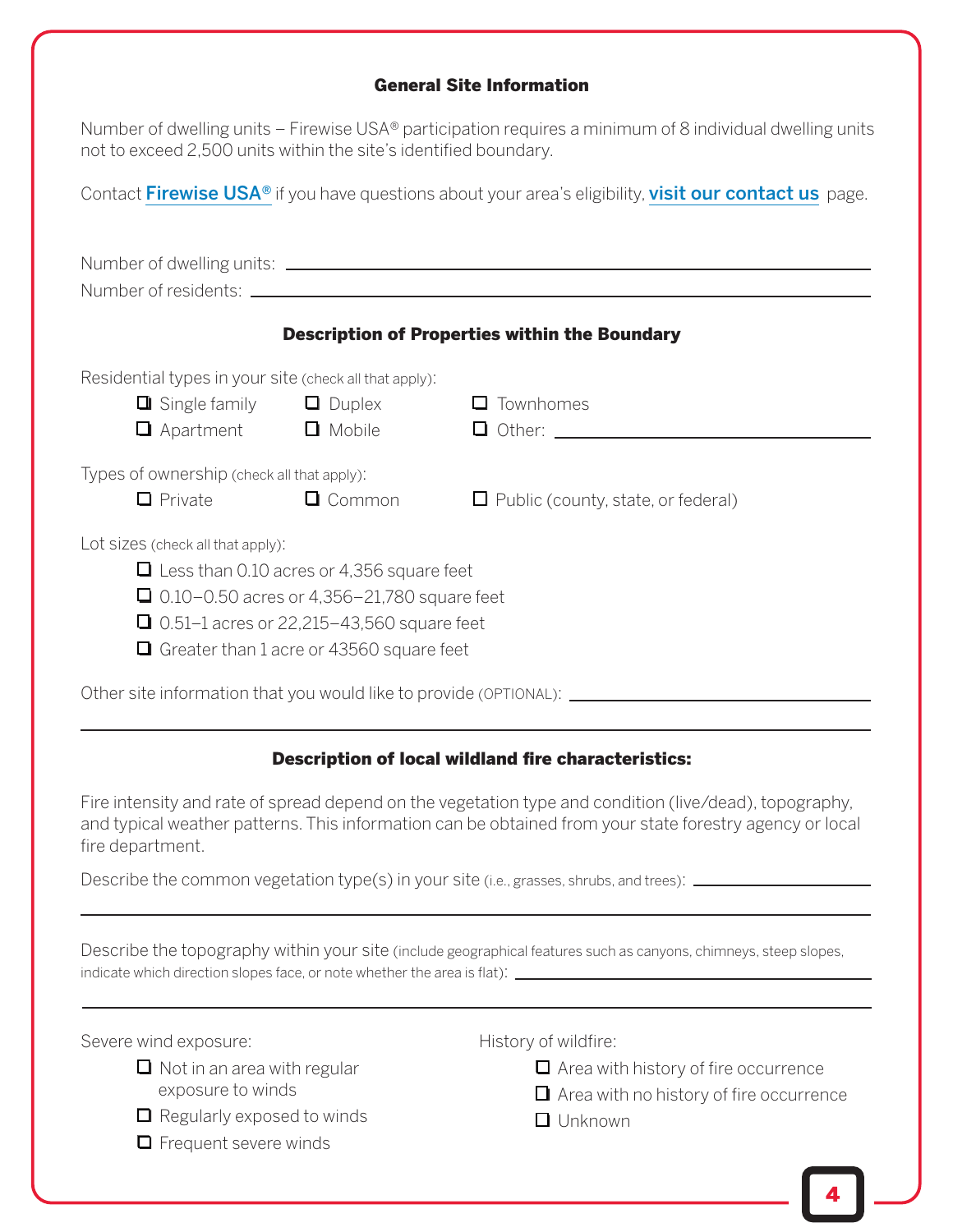## General Site Information

Number of dwelling units – Firewise USA® participation requires a minimum of 8 individual dwelling units not to exceed 2,500 units within the site's identified boundary.

Contact **Firewise USA®** if you have questions about your area's eligibility, **visit our contact us** page.

Number of dwelling units: \_\_\_\_\_\_\_\_\_\_\_\_\_\_\_\_\_\_\_\_\_\_\_\_\_\_\_\_\_\_

Number of residents: \_\_\_\_\_\_\_\_\_\_\_\_\_\_\_\_\_\_\_\_\_\_\_\_\_\_\_\_\_\_

## Description of Properties within the Boundary

Residential types in your site (check all that apply):

- ☐ Single family
- ☐ Duplex
- ☐ Townhomes
- ☐ Apartment
- ☐ Mobile
- ☐ Other: \_\_\_\_\_\_\_\_\_\_\_\_\_\_\_\_\_\_\_\_

Types of ownership (check all that apply):

- ☐ Private
- ☐ Common
- ☐ Public (county, state, or federal)

Lot sizes (check all that apply):

- ☐ Less than 0.10 acres or 4,356 square feet
- ☐ 0.10–0.50 acres or 4,356–21,780 square feet
- ☐ 0.51–1 acres or 22,215–43,560 square feet
- ☐ Greater than 1 acre or 43560 square feet

Other site information that you would like to provide (OPTIONAL): \_\_\_\_\_\_\_\_\_\_\_\_\_\_\_\_\_\_\_\_

## Description of local wildland fire characteristics:

Fire intensity and rate of spread depend on the vegetation type and condition (live/dead), topography, and typical weather patterns. This information can be obtained from your state forestry agency or local fire department.

Describe the common vegetation type(s) in your site (i.e., grasses, shrubs, and trees): \_\_\_\_\_\_\_\_\_\_\_\_\_\_\_\_\_\_\_\_

Describe the topography within your site (include geographical features such as canyons, chimneys, steep slopes, indicate which direction slopes face, or note whether the area is flat): \_\_\_\_\_\_\_\_\_\_\_\_\_\_\_\_\_\_\_\_

Severe wind exposure:

- ☐ Not in an area with regular exposure to winds
- ☐ Regularly exposed to winds
- ☐ Frequent severe winds

History of wildfire:

- ☐ Area with history of fire occurrence
- ☐ Area with no history of fire occurrence
- ☐ Unknown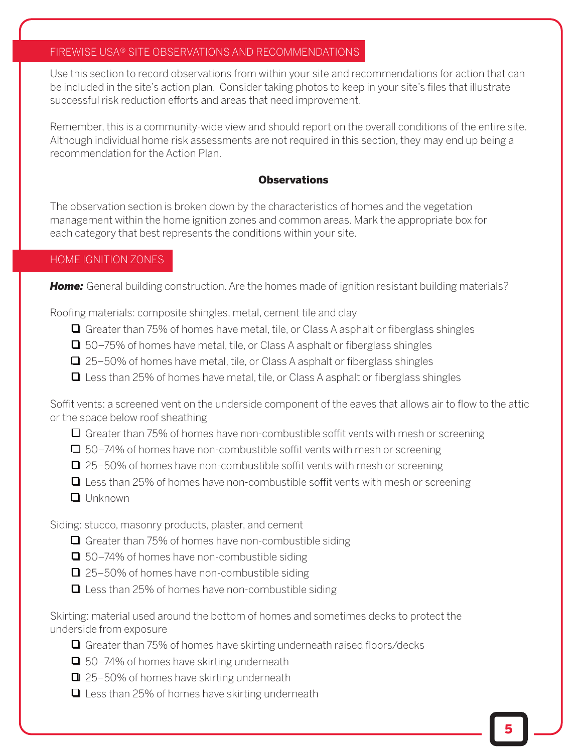## FIREWISE USA® SITE OBSERVATIONS AND RECOMMENDATIONS

Use this section to record observations from within your site and recommendations for action that can be included in the site's action plan. Consider taking photos to keep in your site's files that illustrate successful risk reduction efforts and areas that need improvement.

Remember, this is a community-wide view and should report on the overall conditions of the entire site. Although individual home risk assessments are not required in this section, they may end up being a recommendation for the Action Plan.

### Observations

The observation section is broken down by the characteristics of homes and the vegetation management within the home ignition zones and common areas. Mark the appropriate box for each category that best represents the conditions within your site.

## HOME IGNITION ZONES

***Home:*** General building construction. Are the homes made of ignition resistant building materials?

Roofing materials: composite shingles, metal, cement tile and clay

- ☐ Greater than 75% of homes have metal, tile, or Class A asphalt or fiberglass shingles
- ☐ 50–75% of homes have metal, tile, or Class A asphalt or fiberglass shingles
- ☐ 25–50% of homes have metal, tile, or Class A asphalt or fiberglass shingles
- ☐ Less than 25% of homes have metal, tile, or Class A asphalt or fiberglass shingles

Soffit vents: a screened vent on the underside component of the eaves that allows air to flow to the attic or the space below roof sheathing

- ☐ Greater than 75% of homes have non-combustible soffit vents with mesh or screening
- ☐ 50–74% of homes have non-combustible soffit vents with mesh or screening
- ☐ 25–50% of homes have non-combustible soffit vents with mesh or screening
- ☐ Less than 25% of homes have non-combustible soffit vents with mesh or screening
- ☐ Unknown

Siding: stucco, masonry products, plaster, and cement

- ☐ Greater than 75% of homes have non-combustible siding
- ☐ 50–74% of homes have non-combustible siding
- ☐ 25–50% of homes have non-combustible siding
- ☐ Less than 25% of homes have non-combustible siding

Skirting: material used around the bottom of homes and sometimes decks to protect the underside from exposure

- ☐ Greater than 75% of homes have skirting underneath raised floors/decks
- ☐ 50–74% of homes have skirting underneath
- ☐ 25–50% of homes have skirting underneath
- ☐ Less than 25% of homes have skirting underneath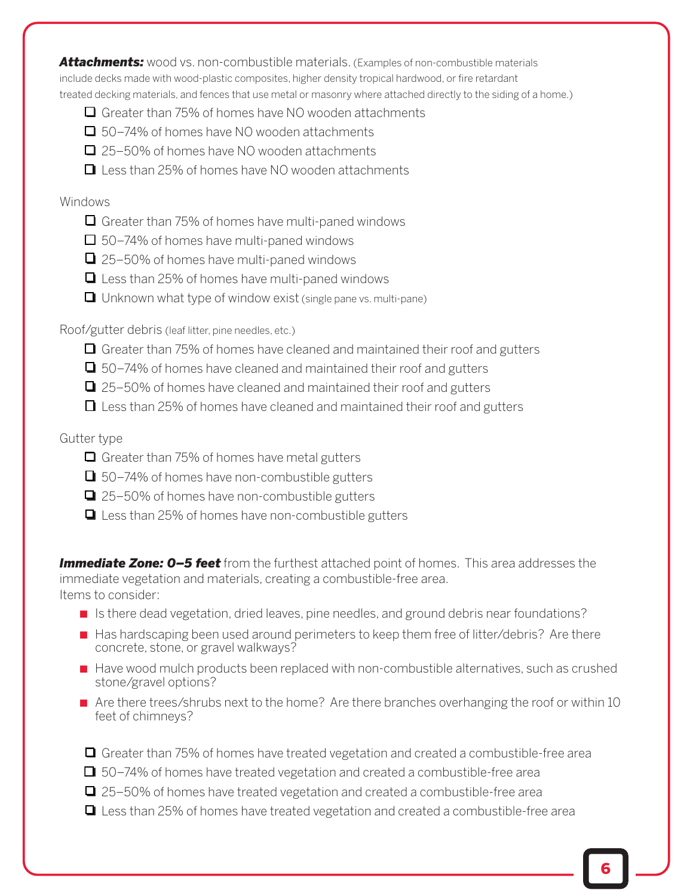***Attachments:*** wood vs. non-combustible materials. (Examples of non-combustible materials include decks made with wood-plastic composites, higher density tropical hardwood, or fire retardant treated decking materials, and fences that use metal or masonry where attached directly to the siding of a home.)

- ☐ Greater than 75% of homes have NO wooden attachments
- ☐ 50–74% of homes have NO wooden attachments
- ☐ 25–50% of homes have NO wooden attachments
- ☐ Less than 25% of homes have NO wooden attachments

Windows

- ☐ Greater than 75% of homes have multi-paned windows
- ☐ 50–74% of homes have multi-paned windows
- ☐ 25–50% of homes have multi-paned windows
- ☐ Less than 25% of homes have multi-paned windows
- ☐ Unknown what type of window exist (single pane vs. multi-pane)

Roof/gutter debris (leaf litter, pine needles, etc.)

- ☐ Greater than 75% of homes have cleaned and maintained their roof and gutters
- ☐ 50–74% of homes have cleaned and maintained their roof and gutters
- ☐ 25–50% of homes have cleaned and maintained their roof and gutters
- ☐ Less than 25% of homes have cleaned and maintained their roof and gutters

Gutter type

- ☐ Greater than 75% of homes have metal gutters
- ☐ 50–74% of homes have non-combustible gutters
- ☐ 25–50% of homes have non-combustible gutters
- ☐ Less than 25% of homes have non-combustible gutters

***Immediate Zone: 0–5 feet*** from the furthest attached point of homes. This area addresses the immediate vegetation and materials, creating a combustible-free area.
Items to consider:

- Is there dead vegetation, dried leaves, pine needles, and ground debris near foundations?
- Has hardscaping been used around perimeters to keep them free of litter/debris? Are there concrete, stone, or gravel walkways?
- Have wood mulch products been replaced with non-combustible alternatives, such as crushed stone/gravel options?
- Are there trees/shrubs next to the home? Are there branches overhanging the roof or within 10 feet of chimneys?

- ☐ Greater than 75% of homes have treated vegetation and created a combustible-free area
- ☐ 50–74% of homes have treated vegetation and created a combustible-free area
- ☐ 25–50% of homes have treated vegetation and created a combustible-free area
- ☐ Less than 25% of homes have treated vegetation and created a combustible-free area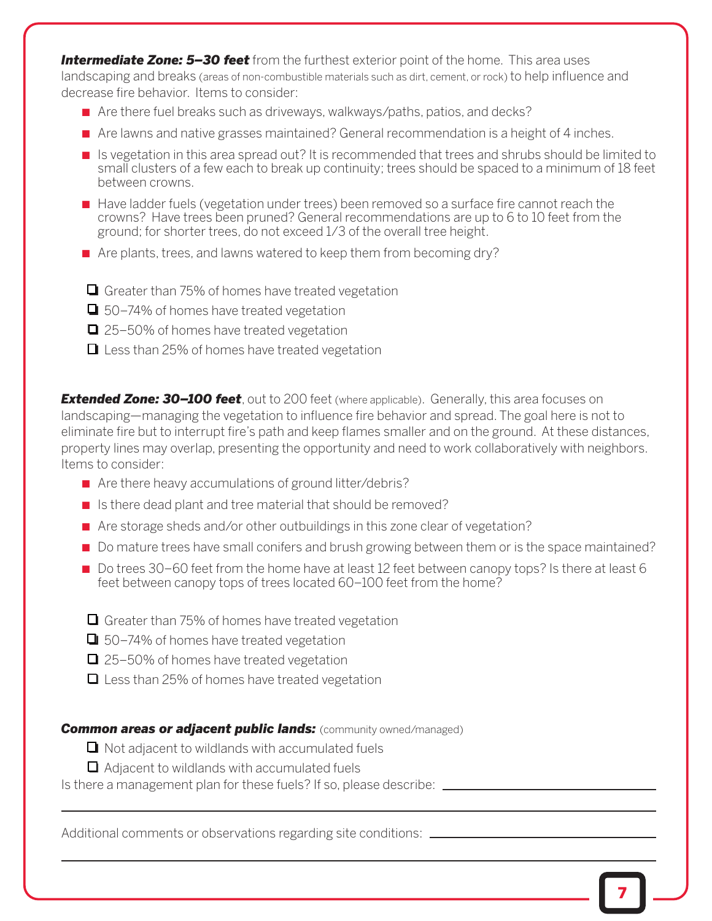***Intermediate Zone: 5–30 feet*** from the furthest exterior point of the home. This area uses landscaping and breaks (areas of non-combustible materials such as dirt, cement, or rock) to help influence and decrease fire behavior. Items to consider:

- Are there fuel breaks such as driveways, walkways/paths, patios, and decks?
- Are lawns and native grasses maintained? General recommendation is a height of 4 inches.
- Is vegetation in this area spread out? It is recommended that trees and shrubs should be limited to small clusters of a few each to break up continuity; trees should be spaced to a minimum of 18 feet between crowns.
- Have ladder fuels (vegetation under trees) been removed so a surface fire cannot reach the crowns? Have trees been pruned? General recommendations are up to 6 to 10 feet from the ground; for shorter trees, do not exceed 1/3 of the overall tree height.
- Are plants, trees, and lawns watered to keep them from becoming dry?

- [ ] Greater than 75% of homes have treated vegetation
- [ ] 50–74% of homes have treated vegetation
- [ ] 25–50% of homes have treated vegetation
- [ ] Less than 25% of homes have treated vegetation

***Extended Zone: 30–100 feet***, out to 200 feet (where applicable). Generally, this area focuses on landscaping—managing the vegetation to influence fire behavior and spread. The goal here is not to eliminate fire but to interrupt fire's path and keep flames smaller and on the ground. At these distances, property lines may overlap, presenting the opportunity and need to work collaboratively with neighbors. Items to consider:

- Are there heavy accumulations of ground litter/debris?
- Is there dead plant and tree material that should be removed?
- Are storage sheds and/or other outbuildings in this zone clear of vegetation?
- Do mature trees have small conifers and brush growing between them or is the space maintained?
- Do trees 30–60 feet from the home have at least 12 feet between canopy tops? Is there at least 6 feet between canopy tops of trees located 60–100 feet from the home?

- [ ] Greater than 75% of homes have treated vegetation
- [ ] 50–74% of homes have treated vegetation
- [ ] 25–50% of homes have treated vegetation
- [ ] Less than 25% of homes have treated vegetation

***Common areas or adjacent public lands:*** (community owned/managed)

- [ ] Not adjacent to wildlands with accumulated fuels
- [ ] Adjacent to wildlands with accumulated fuels

Is there a management plan for these fuels? If so, please describe: ______________________________

______________________________________________________________________

Additional comments or observations regarding site conditions: ______________________________

______________________________________________________________________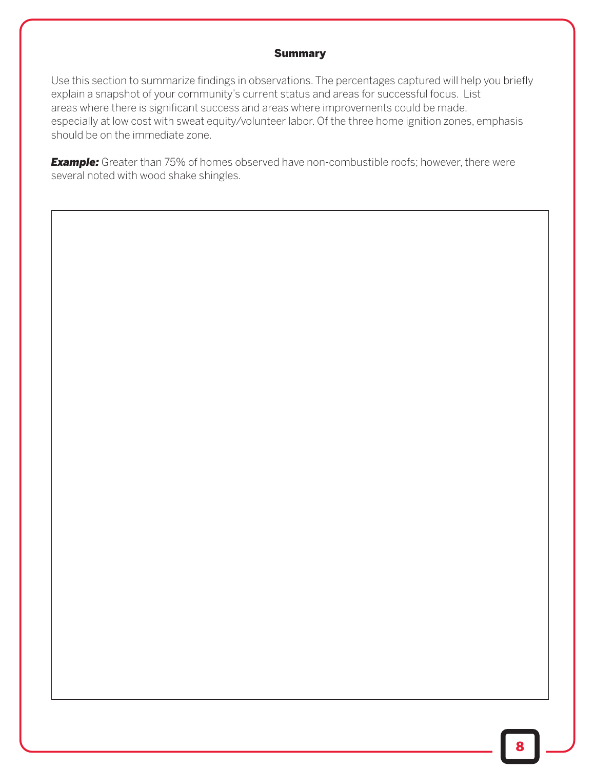## Summary

Use this section to summarize findings in observations. The percentages captured will help you briefly explain a snapshot of your community's current status and areas for successful focus. List areas where there is significant success and areas where improvements could be made, especially at low cost with sweat equity/volunteer labor. Of the three home ignition zones, emphasis should be on the immediate zone.

***Example:*** Greater than 75% of homes observed have non-combustible roofs; however, there were several noted with wood shake shingles.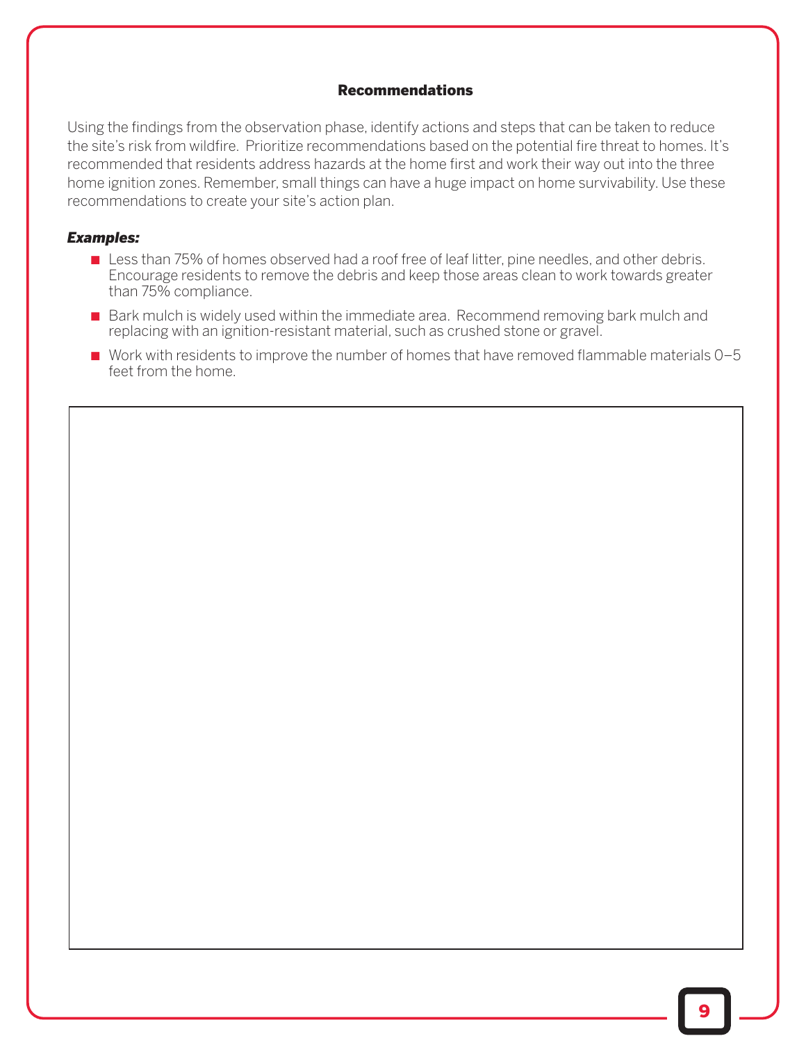## Recommendations

Using the findings from the observation phase, identify actions and steps that can be taken to reduce the site's risk from wildfire. Prioritize recommendations based on the potential fire threat to homes. It's recommended that residents address hazards at the home first and work their way out into the three home ignition zones. Remember, small things can have a huge impact on home survivability. Use these recommendations to create your site's action plan.

***Examples:***

- Less than 75% of homes observed had a roof free of leaf litter, pine needles, and other debris. Encourage residents to remove the debris and keep those areas clean to work towards greater than 75% compliance.
- Bark mulch is widely used within the immediate area. Recommend removing bark mulch and replacing with an ignition-resistant material, such as crushed stone or gravel.
- Work with residents to improve the number of homes that have removed flammable materials 0–5 feet from the home.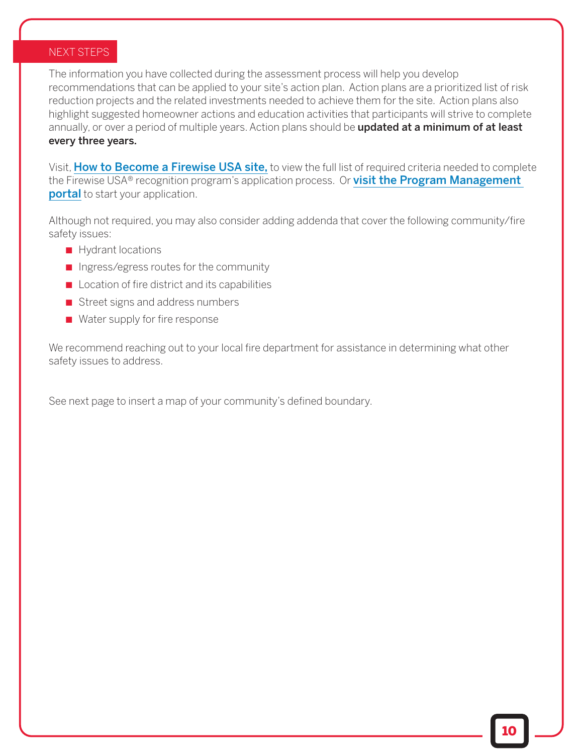## NEXT STEPS

The information you have collected during the assessment process will help you develop recommendations that can be applied to your site's action plan. Action plans are a prioritized list of risk reduction projects and the related investments needed to achieve them for the site. Action plans also highlight suggested homeowner actions and education activities that participants will strive to complete annually, or over a period of multiple years. Action plans should be **updated at a minimum of at least every three years.**

Visit, **How to Become a Firewise USA site,** to view the full list of required criteria needed to complete the Firewise USA® recognition program's application process. Or **visit the Program Management portal** to start your application.

Although not required, you may also consider adding addenda that cover the following community/fire safety issues:

- Hydrant locations
- Ingress/egress routes for the community
- Location of fire district and its capabilities
- Street signs and address numbers
- Water supply for fire response

We recommend reaching out to your local fire department for assistance in determining what other safety issues to address.

See next page to insert a map of your community's defined boundary.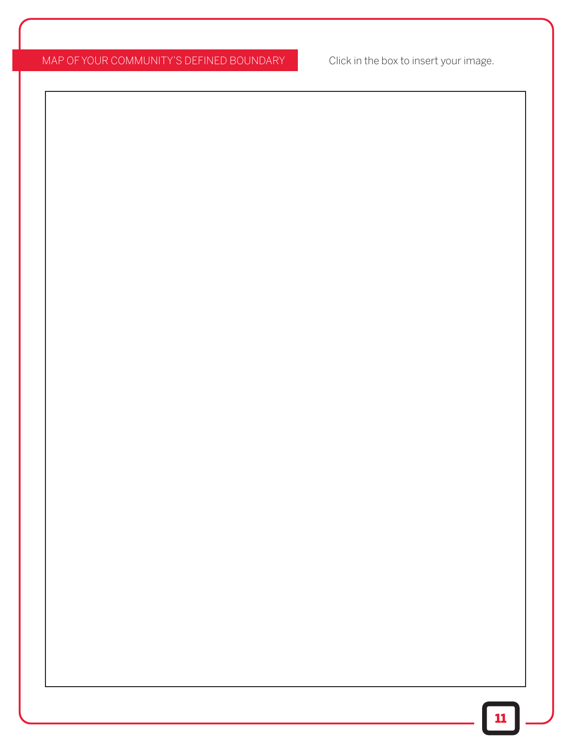## MAP OF YOUR COMMUNITY'S DEFINED BOUNDARY

Click in the box to insert your image.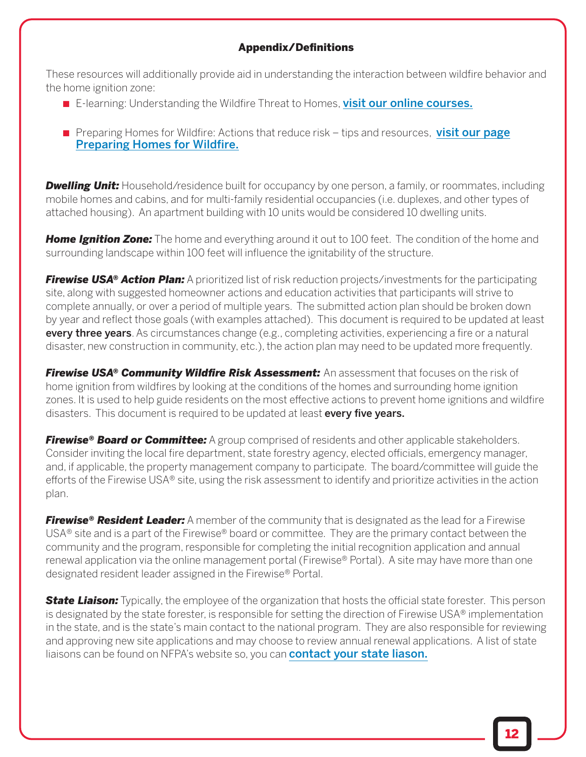## Appendix/Definitions

These resources will additionally provide aid in understanding the interaction between wildfire behavior and the home ignition zone:

- E-learning: Understanding the Wildfire Threat to Homes, **visit our online courses.**
- Preparing Homes for Wildfire: Actions that reduce risk – tips and resources, **visit our page Preparing Homes for Wildfire.**

***Dwelling Unit:*** Household/residence built for occupancy by one person, a family, or roommates, including mobile homes and cabins, and for multi-family residential occupancies (i.e. duplexes, and other types of attached housing). An apartment building with 10 units would be considered 10 dwelling units.

***Home Ignition Zone:*** The home and everything around it out to 100 feet. The condition of the home and surrounding landscape within 100 feet will influence the ignitability of the structure.

***Firewise USA® Action Plan:*** A prioritized list of risk reduction projects/investments for the participating site, along with suggested homeowner actions and education activities that participants will strive to complete annually, or over a period of multiple years. The submitted action plan should be broken down by year and reflect those goals (with examples attached). This document is required to be updated at least **every three years**. As circumstances change (e.g., completing activities, experiencing a fire or a natural disaster, new construction in community, etc.), the action plan may need to be updated more frequently.

***Firewise USA® Community Wildfire Risk Assessment:*** An assessment that focuses on the risk of home ignition from wildfires by looking at the conditions of the homes and surrounding home ignition zones. It is used to help guide residents on the most effective actions to prevent home ignitions and wildfire disasters. This document is required to be updated at least **every five years.**

***Firewise® Board or Committee:*** A group comprised of residents and other applicable stakeholders. Consider inviting the local fire department, state forestry agency, elected officials, emergency manager, and, if applicable, the property management company to participate. The board/committee will guide the efforts of the Firewise USA® site, using the risk assessment to identify and prioritize activities in the action plan.

***Firewise® Resident Leader:*** A member of the community that is designated as the lead for a Firewise USA® site and is a part of the Firewise® board or committee. They are the primary contact between the community and the program, responsible for completing the initial recognition application and annual renewal application via the online management portal (Firewise® Portal). A site may have more than one designated resident leader assigned in the Firewise® Portal.

***State Liaison:*** Typically, the employee of the organization that hosts the official state forester. This person is designated by the state forester, is responsible for setting the direction of Firewise USA® implementation in the state, and is the state's main contact to the national program. They are also responsible for reviewing and approving new site applications and may choose to review annual renewal applications. A list of state liaisons can be found on NFPA's website so, you can **contact your state liason.**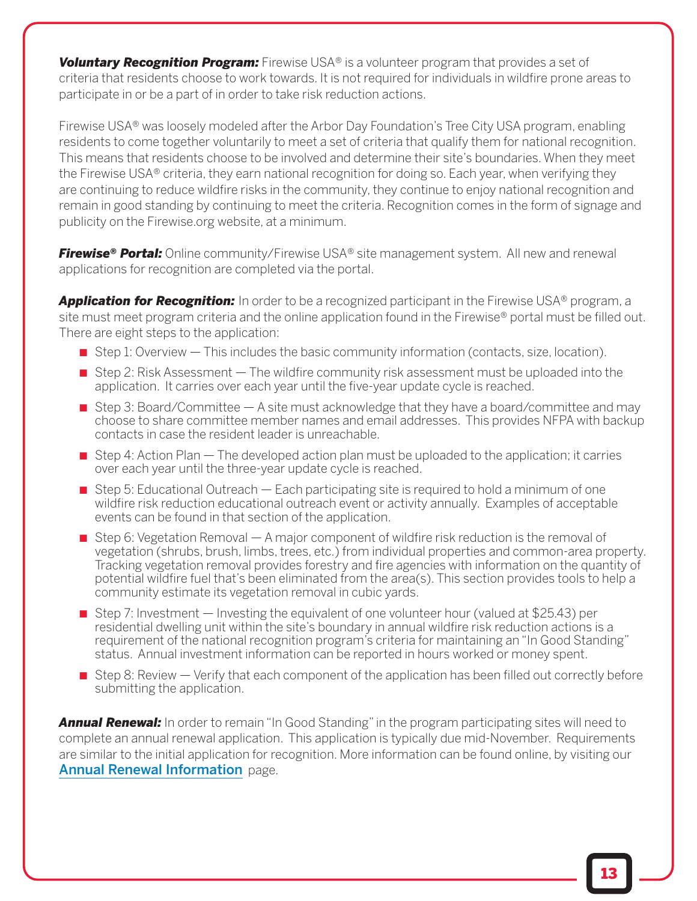***Voluntary Recognition Program:*** Firewise USA® is a volunteer program that provides a set of criteria that residents choose to work towards. It is not required for individuals in wildfire prone areas to participate in or be a part of in order to take risk reduction actions.

Firewise USA® was loosely modeled after the Arbor Day Foundation's Tree City USA program, enabling residents to come together voluntarily to meet a set of criteria that qualify them for national recognition. This means that residents choose to be involved and determine their site's boundaries. When they meet the Firewise USA® criteria, they earn national recognition for doing so. Each year, when verifying they are continuing to reduce wildfire risks in the community, they continue to enjoy national recognition and remain in good standing by continuing to meet the criteria. Recognition comes in the form of signage and publicity on the Firewise.org website, at a minimum.

***Firewise® Portal:*** Online community/Firewise USA® site management system. All new and renewal applications for recognition are completed via the portal.

***Application for Recognition:*** In order to be a recognized participant in the Firewise USA® program, a site must meet program criteria and the online application found in the Firewise® portal must be filled out. There are eight steps to the application:

- Step 1: Overview — This includes the basic community information (contacts, size, location).
- Step 2: Risk Assessment — The wildfire community risk assessment must be uploaded into the application. It carries over each year until the five-year update cycle is reached.
- Step 3: Board/Committee — A site must acknowledge that they have a board/committee and may choose to share committee member names and email addresses. This provides NFPA with backup contacts in case the resident leader is unreachable.
- Step 4: Action Plan — The developed action plan must be uploaded to the application; it carries over each year until the three-year update cycle is reached.
- Step 5: Educational Outreach — Each participating site is required to hold a minimum of one wildfire risk reduction educational outreach event or activity annually. Examples of acceptable events can be found in that section of the application.
- Step 6: Vegetation Removal — A major component of wildfire risk reduction is the removal of vegetation (shrubs, brush, limbs, trees, etc.) from individual properties and common-area property. Tracking vegetation removal provides forestry and fire agencies with information on the quantity of potential wildfire fuel that's been eliminated from the area(s). This section provides tools to help a community estimate its vegetation removal in cubic yards.
- Step 7: Investment — Investing the equivalent of one volunteer hour (valued at $25.43) per residential dwelling unit within the site's boundary in annual wildfire risk reduction actions is a requirement of the national recognition program's criteria for maintaining an "In Good Standing" status. Annual investment information can be reported in hours worked or money spent.
- Step 8: Review — Verify that each component of the application has been filled out correctly before submitting the application.

***Annual Renewal:*** In order to remain "In Good Standing" in the program participating sites will need to complete an annual renewal application. This application is typically due mid-November. Requirements are similar to the initial application for recognition. More information can be found online, by visiting our **Annual Renewal Information** page.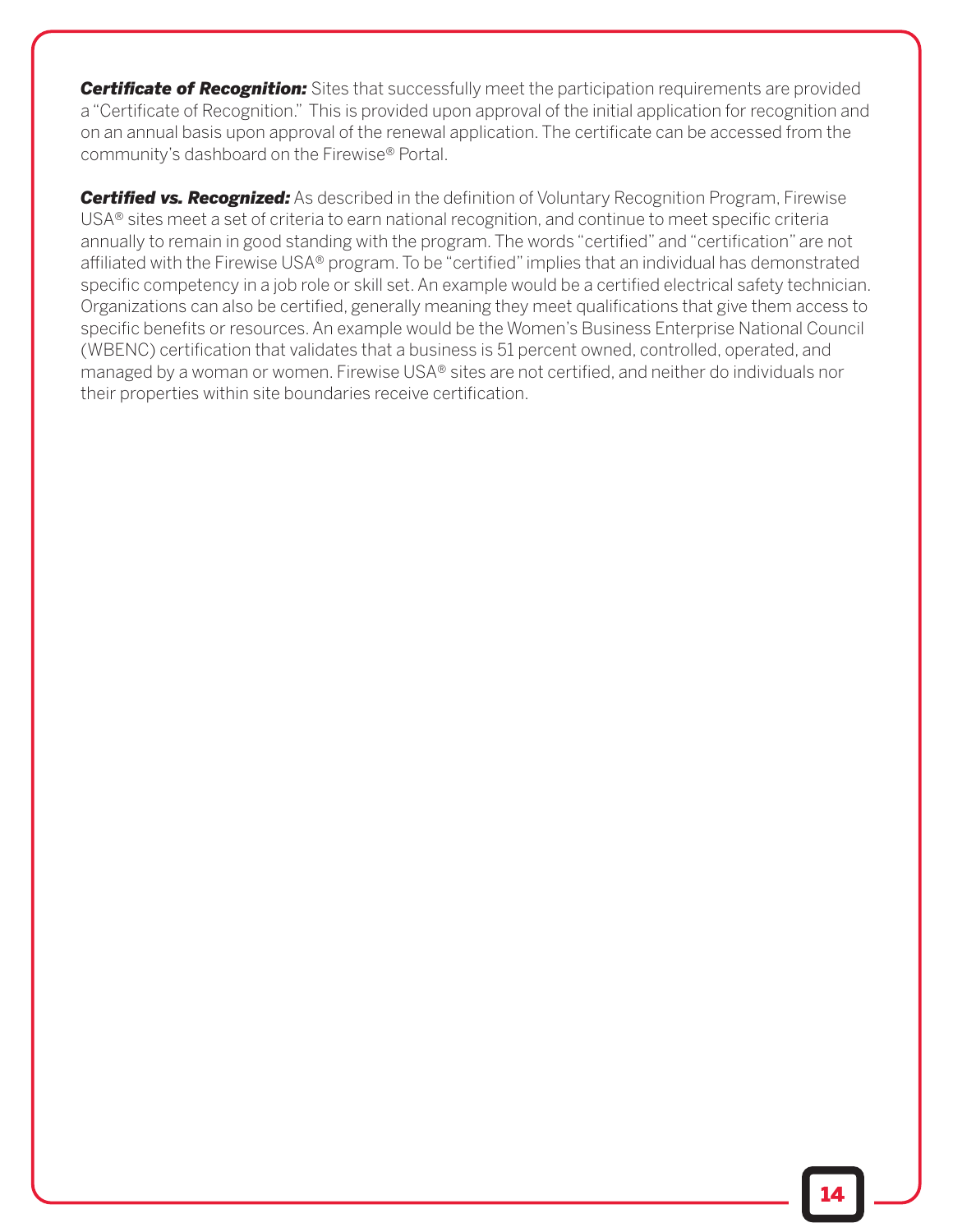***Certificate of Recognition:*** Sites that successfully meet the participation requirements are provided a "Certificate of Recognition." This is provided upon approval of the initial application for recognition and on an annual basis upon approval of the renewal application. The certificate can be accessed from the community's dashboard on the Firewise® Portal.

***Certified vs. Recognized:*** As described in the definition of Voluntary Recognition Program, Firewise USA® sites meet a set of criteria to earn national recognition, and continue to meet specific criteria annually to remain in good standing with the program. The words "certified" and "certification" are not affiliated with the Firewise USA® program. To be "certified" implies that an individual has demonstrated specific competency in a job role or skill set. An example would be a certified electrical safety technician. Organizations can also be certified, generally meaning they meet qualifications that give them access to specific benefits or resources. An example would be the Women's Business Enterprise National Council (WBENC) certification that validates that a business is 51 percent owned, controlled, operated, and managed by a woman or women. Firewise USA® sites are not certified, and neither do individuals nor their properties within site boundaries receive certification.